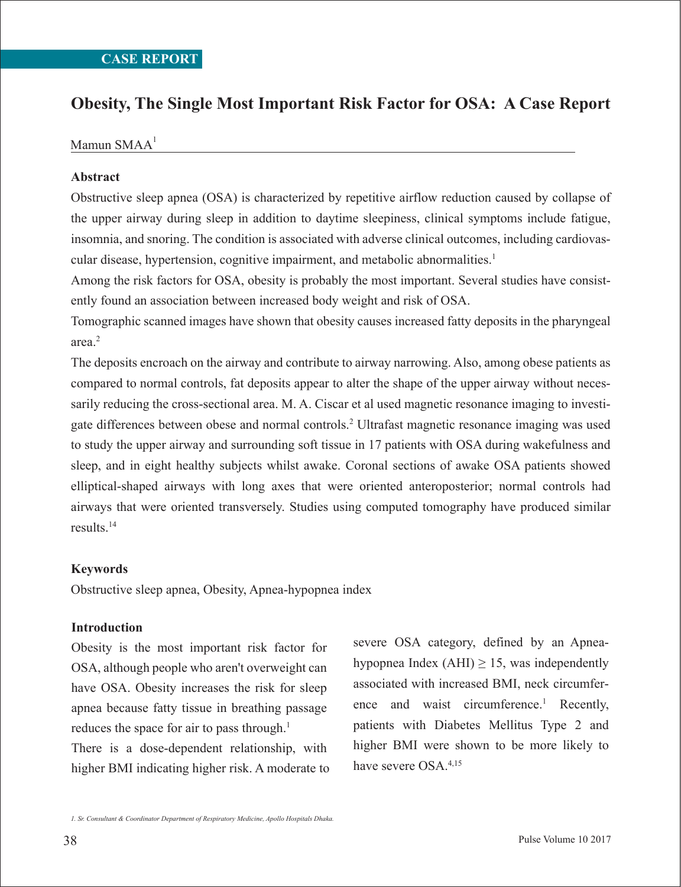CASE REPORT

# Obesity, The Single Most Important Risk Factor for OSA: A Case Report

Mamun SMAA[1]

## Abstract

Obstructive sleep apnea (OSA) is characterized by repetitive airflow reduction caused by collapse of the upper airway during sleep in addition to daytime sleepiness, clinical symptoms include fatigue, insomnia, and snoring. The condition is associated with adverse clinical outcomes, including cardiovascular disease, hypertension, cognitive impairment, and metabolic abnormalities.[1]

Among the risk factors for OSA, obesity is probably the most important. Several studies have consistently found an association between increased body weight and risk of OSA.

Tomographic scanned images have shown that obesity causes increased fatty deposits in the pharyngeal area.[2]

The deposits encroach on the airway and contribute to airway narrowing. Also, among obese patients as compared to normal controls, fat deposits appear to alter the shape of the upper airway without necessarily reducing the cross-sectional area. M. A. Ciscar et al used magnetic resonance imaging to investigate differences between obese and normal controls.[2] Ultrafast magnetic resonance imaging was used to study the upper airway and surrounding soft tissue in 17 patients with OSA during wakefulness and sleep, and in eight healthy subjects whilst awake. Coronal sections of awake OSA patients showed elliptical-shaped airways with long axes that were oriented anteroposterior; normal controls had airways that were oriented transversely. Studies using computed tomography have produced similar results.[14]

## Keywords

Obstructive sleep apnea, Obesity, Apnea-hypopnea index

## Introduction

Obesity is the most important risk factor for OSA, although people who aren't overweight can have OSA. Obesity increases the risk for sleep apnea because fatty tissue in breathing passage reduces the space for air to pass through.[1]

There is a dose-dependent relationship, with higher BMI indicating higher risk. A moderate to severe OSA category, defined by an Apnea-hypopnea Index (AHI) $\geq 15$, was independently associated with increased BMI, neck circumference and waist circumference.[1] Recently, patients with Diabetes Mellitus Type 2 and higher BMI were shown to be more likely to have severe OSA.[4,15]

1. Sr. Consultant & Coordinator Department of Respiratory Medicine, Apollo Hospitals Dhaka.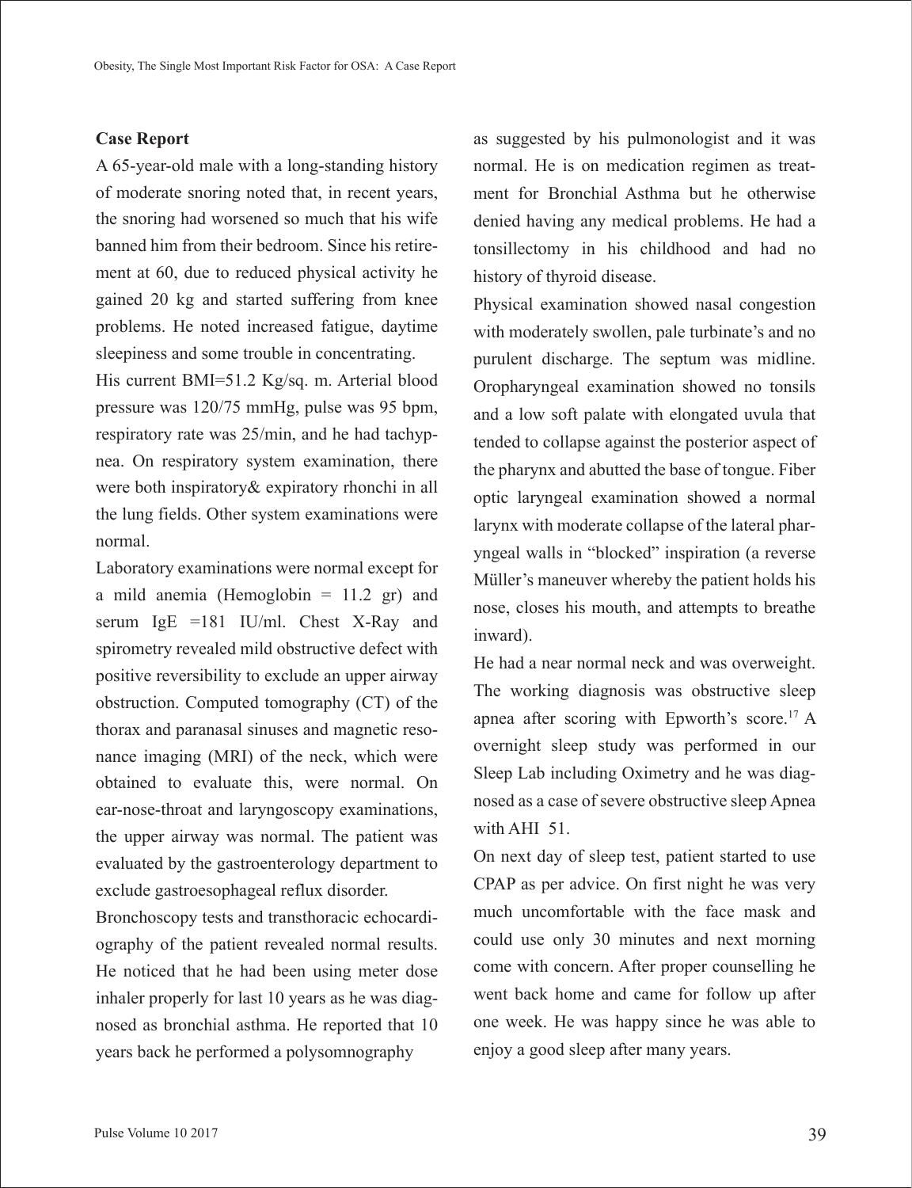## Case Report

A 65-year-old male with a long-standing history of moderate snoring noted that, in recent years, the snoring had worsened so much that his wife banned him from their bedroom. Since his retirement at 60, due to reduced physical activity he gained 20 kg and started suffering from knee problems. He noted increased fatigue, daytime sleepiness and some trouble in concentrating.

His current BMI=51.2 Kg/sq. m. Arterial blood pressure was 120/75 mmHg, pulse was 95 bpm, respiratory rate was 25/min, and he had tachypnea. On respiratory system examination, there were both inspiratory& expiratory rhonchi in all the lung fields. Other system examinations were normal.

Laboratory examinations were normal except for a mild anemia (Hemoglobin = 11.2 gr) and serum IgE =181 IU/ml. Chest X-Ray and spirometry revealed mild obstructive defect with positive reversibility to exclude an upper airway obstruction. Computed tomography (CT) of the thorax and paranasal sinuses and magnetic resonance imaging (MRI) of the neck, which were obtained to evaluate this, were normal. On ear-nose-throat and laryngoscopy examinations, the upper airway was normal. The patient was evaluated by the gastroenterology department to exclude gastroesophageal reflux disorder.

Bronchoscopy tests and transthoracic echocardiography of the patient revealed normal results. He noticed that he had been using meter dose inhaler properly for last 10 years as he was diagnosed as bronchial asthma. He reported that 10 years back he performed a polysomnography as suggested by his pulmonologist and it was normal. He is on medication regimen as treatment for Bronchial Asthma but he otherwise denied having any medical problems. He had a tonsillectomy in his childhood and had no history of thyroid disease.

Physical examination showed nasal congestion with moderately swollen, pale turbinate's and no purulent discharge. The septum was midline. Oropharyngeal examination showed no tonsils and a low soft palate with elongated uvula that tended to collapse against the posterior aspect of the pharynx and abutted the base of tongue. Fiber optic laryngeal examination showed a normal larynx with moderate collapse of the lateral pharyngeal walls in "blocked" inspiration (a reverse Müller's maneuver whereby the patient holds his nose, closes his mouth, and attempts to breathe inward).

He had a near normal neck and was overweight. The working diagnosis was obstructive sleep apnea after scoring with Epworth's score.[17] A overnight sleep study was performed in our Sleep Lab including Oximetry and he was diagnosed as a case of severe obstructive sleep Apnea with AHI 51.

On next day of sleep test, patient started to use CPAP as per advice. On first night he was very much uncomfortable with the face mask and could use only 30 minutes and next morning come with concern. After proper counselling he went back home and came for follow up after one week. He was happy since he was able to enjoy a good sleep after many years.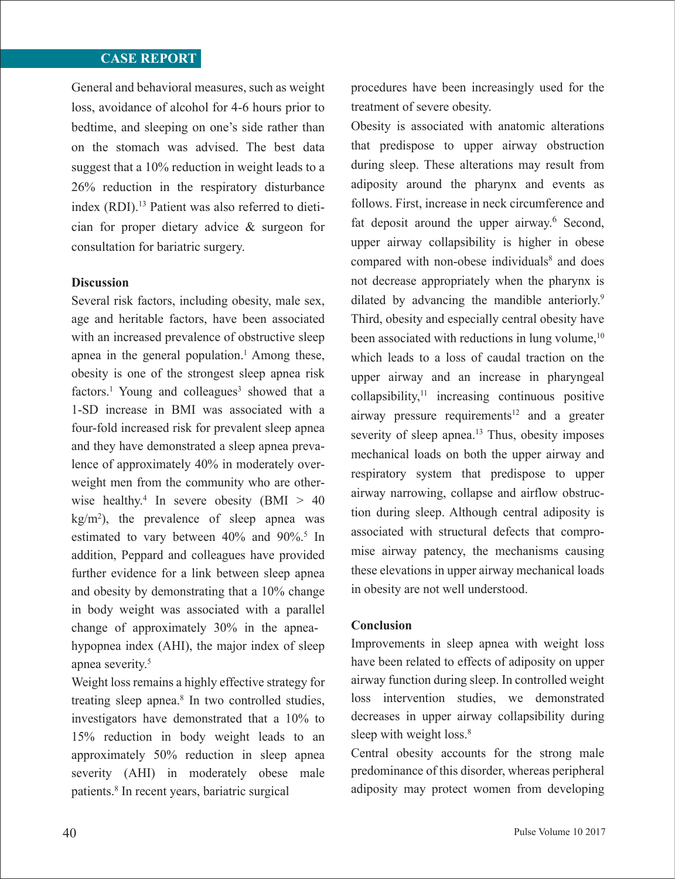General and behavioral measures, such as weight loss, avoidance of alcohol for 4-6 hours prior to bedtime, and sleeping on one's side rather than on the stomach was advised. The best data suggest that a 10% reduction in weight leads to a 26% reduction in the respiratory disturbance index (RDI).[13] Patient was also referred to dietician for proper dietary advice & surgeon for consultation for bariatric surgery.

**Discussion**

Several risk factors, including obesity, male sex, age and heritable factors, have been associated with an increased prevalence of obstructive sleep apnea in the general population.[1] Among these, obesity is one of the strongest sleep apnea risk factors.[1] Young and colleagues[3] showed that a 1-SD increase in BMI was associated with a four-fold increased risk for prevalent sleep apnea and they have demonstrated a sleep apnea prevalence of approximately 40% in moderately overweight men from the community who are otherwise healthy.[4] In severe obesity (BMI > 40 kg/m$^2$), the prevalence of sleep apnea was estimated to vary between 40% and 90%.[5] In addition, Peppard and colleagues have provided further evidence for a link between sleep apnea and obesity by demonstrating that a 10% change in body weight was associated with a parallel change of approximately 30% in the apnea-hypopnea index (AHI), the major index of sleep apnea severity.[5]

Weight loss remains a highly effective strategy for treating sleep apnea.[8] In two controlled studies, investigators have demonstrated that a 10% to 15% reduction in body weight leads to an approximately 50% reduction in sleep apnea severity (AHI) in moderately obese male patients.[8] In recent years, bariatric surgical procedures have been increasingly used for the treatment of severe obesity.

Obesity is associated with anatomic alterations that predispose to upper airway obstruction during sleep. These alterations may result from adiposity around the pharynx and events as follows. First, increase in neck circumference and fat deposit around the upper airway.[6] Second, upper airway collapsibility is higher in obese compared with non-obese individuals[8] and does not decrease appropriately when the pharynx is dilated by advancing the mandible anteriorly.[9] Third, obesity and especially central obesity have been associated with reductions in lung volume,[10] which leads to a loss of caudal traction on the upper airway and an increase in pharyngeal collapsibility,[11] increasing continuous positive airway pressure requirements[12] and a greater severity of sleep apnea.[13] Thus, obesity imposes mechanical loads on both the upper airway and respiratory system that predispose to upper airway narrowing, collapse and airflow obstruction during sleep. Although central adiposity is associated with structural defects that compromise airway patency, the mechanisms causing these elevations in upper airway mechanical loads in obesity are not well understood.

**Conclusion**

Improvements in sleep apnea with weight loss have been related to effects of adiposity on upper airway function during sleep. In controlled weight loss intervention studies, we demonstrated decreases in upper airway collapsibility during sleep with weight loss.[8]

Central obesity accounts for the strong male predominance of this disorder, whereas peripheral adiposity may protect women from developing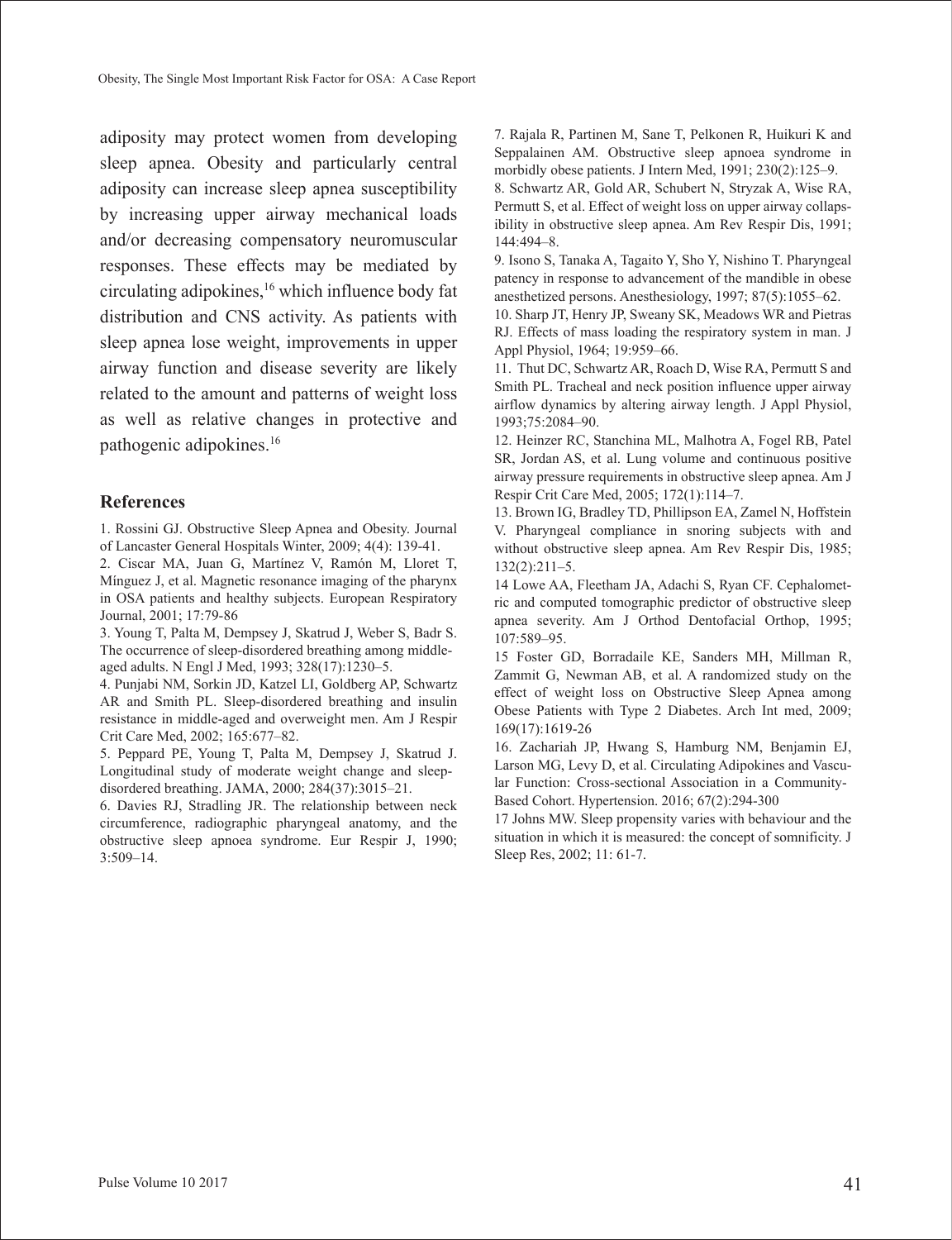adiposity may protect women from developing sleep apnea. Obesity and particularly central adiposity can increase sleep apnea susceptibility by increasing upper airway mechanical loads and/or decreasing compensatory neuromuscular responses. These effects may be mediated by circulating adipokines,[16] which influence body fat distribution and CNS activity. As patients with sleep apnea lose weight, improvements in upper airway function and disease severity are likely related to the amount and patterns of weight loss as well as relative changes in protective and pathogenic adipokines.[16]

## References

1. Rossini GJ. Obstructive Sleep Apnea and Obesity. Journal of Lancaster General Hospitals Winter, 2009; 4(4): 139-41.
2. Ciscar MA, Juan G, Martínez V, Ramón M, Lloret T, Mínguez J, et al. Magnetic resonance imaging of the pharynx in OSA patients and healthy subjects. European Respiratory Journal, 2001; 17:79-86
3. Young T, Palta M, Dempsey J, Skatrud J, Weber S, Badr S. The occurrence of sleep-disordered breathing among middle-aged adults. N Engl J Med, 1993; 328(17):1230–5.
4. Punjabi NM, Sorkin JD, Katzel LI, Goldberg AP, Schwartz AR and Smith PL. Sleep-disordered breathing and insulin resistance in middle-aged and overweight men. Am J Respir Crit Care Med, 2002; 165:677–82.
5. Peppard PE, Young T, Palta M, Dempsey J, Skatrud J. Longitudinal study of moderate weight change and sleep-disordered breathing. JAMA, 2000; 284(37):3015–21.
6. Davies RJ, Stradling JR. The relationship between neck circumference, radiographic pharyngeal anatomy, and the obstructive sleep apnoea syndrome. Eur Respir J, 1990; 3:509–14.
7. Rajala R, Partinen M, Sane T, Pelkonen R, Huikuri K and Seppalainen AM. Obstructive sleep apnoea syndrome in morbidly obese patients. J Intern Med, 1991; 230(2):125–9.
8. Schwartz AR, Gold AR, Schubert N, Stryzak A, Wise RA, Permutt S, et al. Effect of weight loss on upper airway collapsibility in obstructive sleep apnea. Am Rev Respir Dis, 1991; 144:494–8.
9. Isono S, Tanaka A, Tagaito Y, Sho Y, Nishino T. Pharyngeal patency in response to advancement of the mandible in obese anesthetized persons. Anesthesiology, 1997; 87(5):1055–62.
10. Sharp JT, Henry JP, Sweany SK, Meadows WR and Pietras RJ. Effects of mass loading the respiratory system in man. J Appl Physiol, 1964; 19:959–66.
11. Thut DC, Schwartz AR, Roach D, Wise RA, Permutt S and Smith PL. Tracheal and neck position influence upper airway airflow dynamics by altering airway length. J Appl Physiol, 1993;75:2084–90.
12. Heinzer RC, Stanchina ML, Malhotra A, Fogel RB, Patel SR, Jordan AS, et al. Lung volume and continuous positive airway pressure requirements in obstructive sleep apnea. Am J Respir Crit Care Med, 2005; 172(1):114–7.
13. Brown IG, Bradley TD, Phillipson EA, Zamel N, Hoffstein V. Pharyngeal compliance in snoring subjects with and without obstructive sleep apnea. Am Rev Respir Dis, 1985; 132(2):211–5.
14 Lowe AA, Fleetham JA, Adachi S, Ryan CF. Cephalometric and computed tomographic predictor of obstructive sleep apnea severity. Am J Orthod Dentofacial Orthop, 1995; 107:589–95.
15 Foster GD, Borradaile KE, Sanders MH, Millman R, Zammit G, Newman AB, et al. A randomized study on the effect of weight loss on Obstructive Sleep Apnea among Obese Patients with Type 2 Diabetes. Arch Int med, 2009; 169(17):1619-26
16. Zachariah JP, Hwang S, Hamburg NM, Benjamin EJ, Larson MG, Levy D, et al. Circulating Adipokines and Vascular Function: Cross-sectional Association in a Community-Based Cohort. Hypertension. 2016; 67(2):294-300
17 Johns MW. Sleep propensity varies with behaviour and the situation in which it is measured: the concept of somnificity. J Sleep Res, 2002; 11: 61-7.